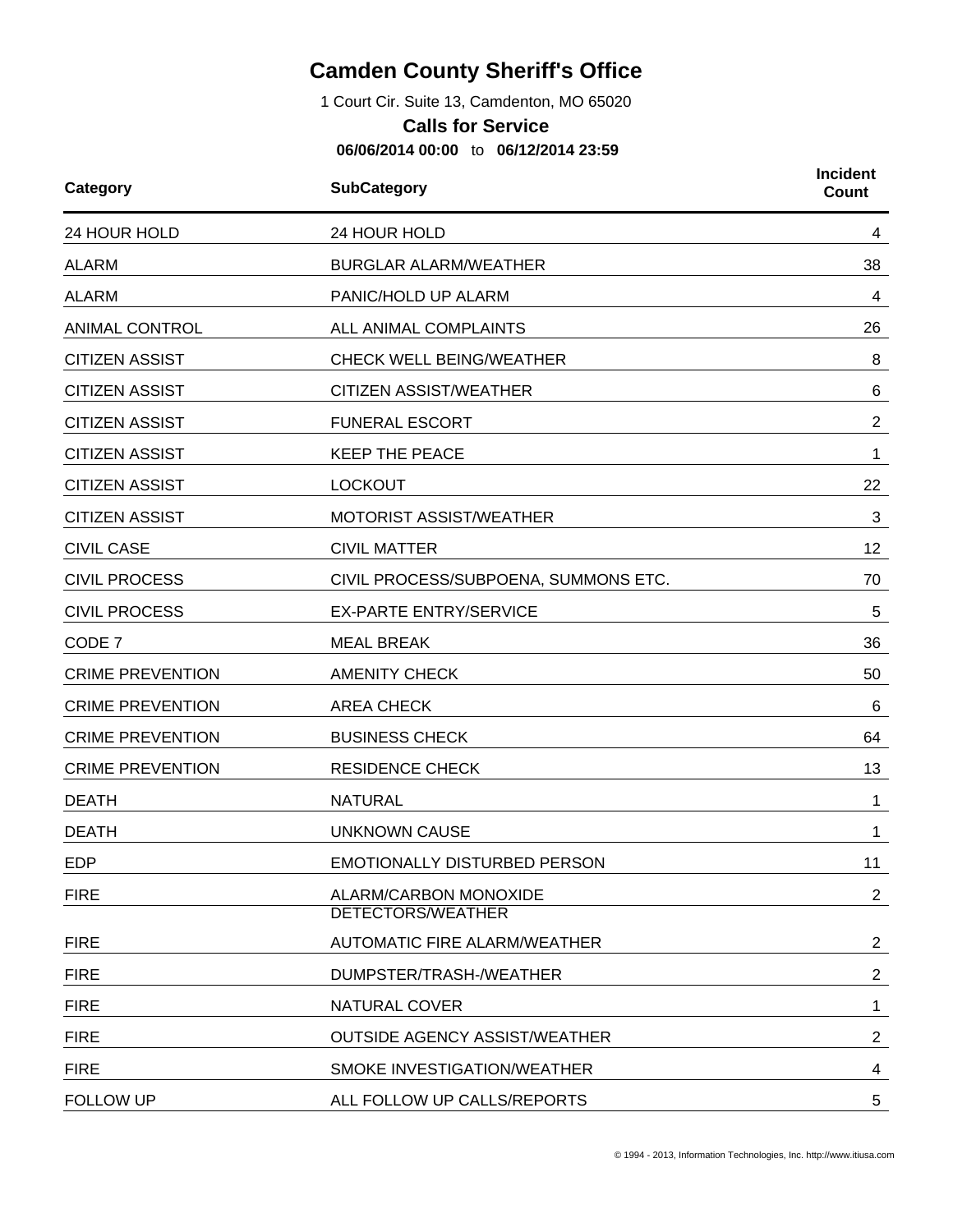# Camden County Sheriff's Office

1 Court Cir. Suite 13, Camdenton, MO 65020

## Calls for Service

**06/06/2014 00:00** to **06/12/2014 23:59**

| Category | SubCategory | Incident Count |
|---|---|---|
| 24 HOUR HOLD | 24 HOUR HOLD | 4 |
| ALARM | BURGLAR ALARM/WEATHER | 38 |
| ALARM | PANIC/HOLD UP ALARM | 4 |
| ANIMAL CONTROL | ALL ANIMAL COMPLAINTS | 26 |
| CITIZEN ASSIST | CHECK WELL BEING/WEATHER | 8 |
| CITIZEN ASSIST | CITIZEN ASSIST/WEATHER | 6 |
| CITIZEN ASSIST | FUNERAL ESCORT | 2 |
| CITIZEN ASSIST | KEEP THE PEACE | 1 |
| CITIZEN ASSIST | LOCKOUT | 22 |
| CITIZEN ASSIST | MOTORIST ASSIST/WEATHER | 3 |
| CIVIL CASE | CIVIL MATTER | 12 |
| CIVIL PROCESS | CIVIL PROCESS/SUBPOENA, SUMMONS ETC. | 70 |
| CIVIL PROCESS | EX-PARTE ENTRY/SERVICE | 5 |
| CODE 7 | MEAL BREAK | 36 |
| CRIME PREVENTION | AMENITY CHECK | 50 |
| CRIME PREVENTION | AREA CHECK | 6 |
| CRIME PREVENTION | BUSINESS CHECK | 64 |
| CRIME PREVENTION | RESIDENCE CHECK | 13 |
| DEATH | NATURAL | 1 |
| DEATH | UNKNOWN CAUSE | 1 |
| EDP | EMOTIONALLY DISTURBED PERSON | 11 |
| FIRE | ALARM/CARBON MONOXIDE DETECTORS/WEATHER | 2 |
| FIRE | AUTOMATIC FIRE ALARM/WEATHER | 2 |
| FIRE | DUMPSTER/TRASH-/WEATHER | 2 |
| FIRE | NATURAL COVER | 1 |
| FIRE | OUTSIDE AGENCY ASSIST/WEATHER | 2 |
| FIRE | SMOKE INVESTIGATION/WEATHER | 4 |
| FOLLOW UP | ALL FOLLOW UP CALLS/REPORTS | 5 |

© 1994 - 2013, Information Technologies, Inc. http://www.itiusa.com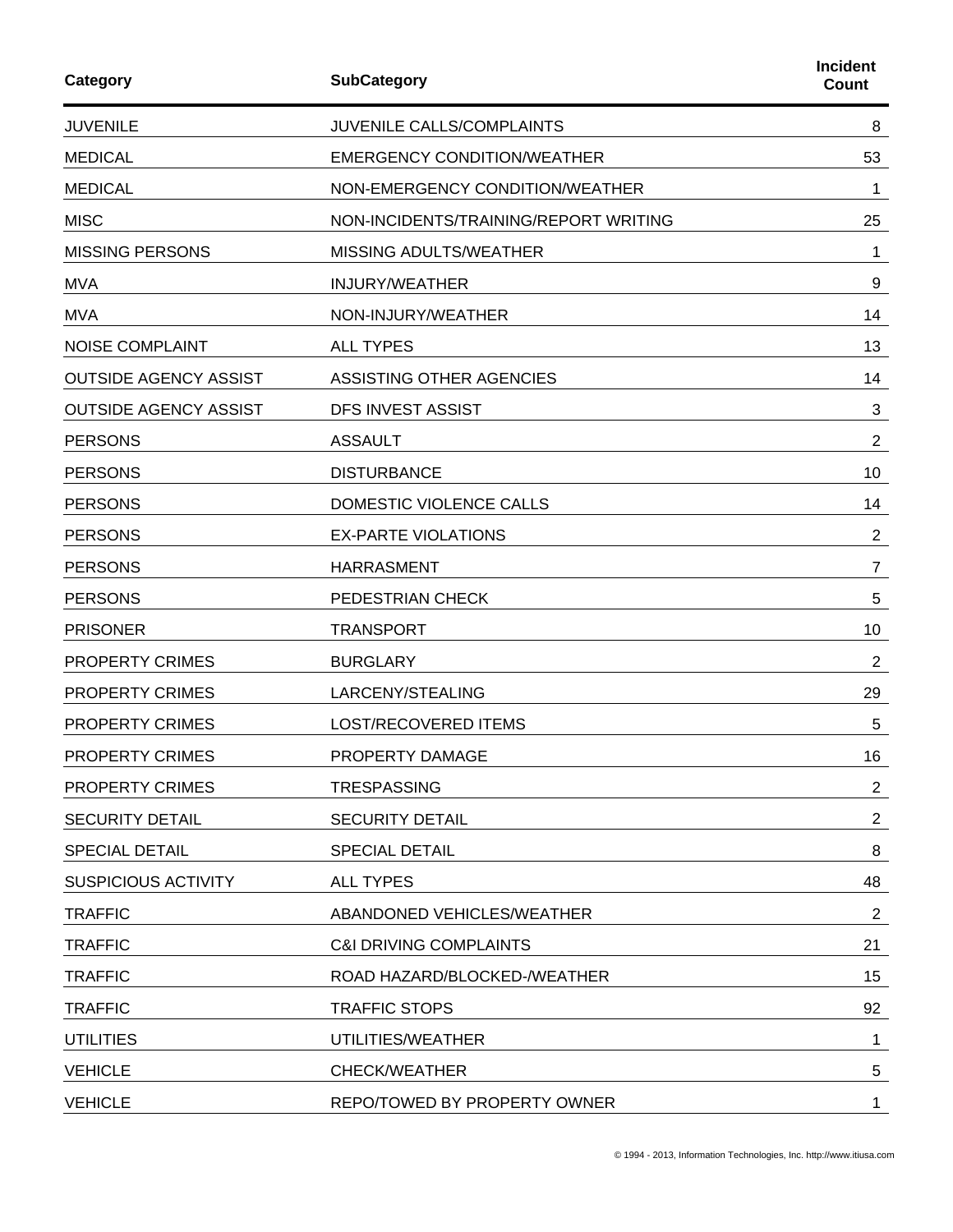| Category | SubCategory | Incident Count |
|---|---|---|
| JUVENILE | JUVENILE CALLS/COMPLAINTS | 8 |
| MEDICAL | EMERGENCY CONDITION/WEATHER | 53 |
| MEDICAL | NON-EMERGENCY CONDITION/WEATHER | 1 |
| MISC | NON-INCIDENTS/TRAINING/REPORT WRITING | 25 |
| MISSING PERSONS | MISSING ADULTS/WEATHER | 1 |
| MVA | INJURY/WEATHER | 9 |
| MVA | NON-INJURY/WEATHER | 14 |
| NOISE COMPLAINT | ALL TYPES | 13 |
| OUTSIDE AGENCY ASSIST | ASSISTING OTHER AGENCIES | 14 |
| OUTSIDE AGENCY ASSIST | DFS INVEST ASSIST | 3 |
| PERSONS | ASSAULT | 2 |
| PERSONS | DISTURBANCE | 10 |
| PERSONS | DOMESTIC VIOLENCE CALLS | 14 |
| PERSONS | EX-PARTE VIOLATIONS | 2 |
| PERSONS | HARRASMENT | 7 |
| PERSONS | PEDESTRIAN CHECK | 5 |
| PRISONER | TRANSPORT | 10 |
| PROPERTY CRIMES | BURGLARY | 2 |
| PROPERTY CRIMES | LARCENY/STEALING | 29 |
| PROPERTY CRIMES | LOST/RECOVERED ITEMS | 5 |
| PROPERTY CRIMES | PROPERTY DAMAGE | 16 |
| PROPERTY CRIMES | TRESPASSING | 2 |
| SECURITY DETAIL | SECURITY DETAIL | 2 |
| SPECIAL DETAIL | SPECIAL DETAIL | 8 |
| SUSPICIOUS ACTIVITY | ALL TYPES | 48 |
| TRAFFIC | ABANDONED VEHICLES/WEATHER | 2 |
| TRAFFIC | C&I DRIVING COMPLAINTS | 21 |
| TRAFFIC | ROAD HAZARD/BLOCKED-/WEATHER | 15 |
| TRAFFIC | TRAFFIC STOPS | 92 |
| UTILITIES | UTILITIES/WEATHER | 1 |
| VEHICLE | CHECK/WEATHER | 5 |
| VEHICLE | REPO/TOWED BY PROPERTY OWNER | 1 |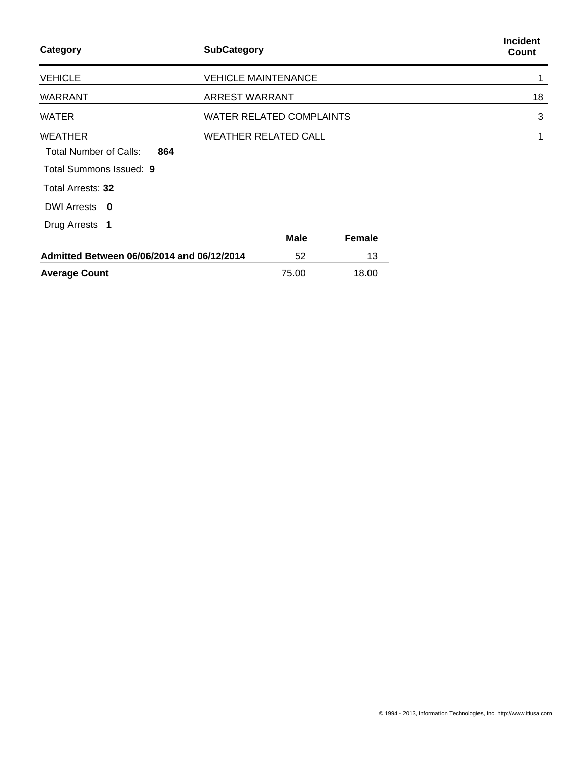| Category | SubCategory | Incident Count |
|---|---|---|
| VEHICLE | VEHICLE MAINTENANCE | 1 |
| WARRANT | ARREST WARRANT | 18 |
| WATER | WATER RELATED COMPLAINTS | 3 |
| WEATHER | WEATHER RELATED CALL | 1 |

Total Number of Calls: **864**

Total Summons Issued: **9**

Total Arrests: **32**

DWI Arrests **0**

Drug Arrests **1**

| | Male | Female |
|---|---|---|
| **Admitted Between 06/06/2014 and 06/12/2014** | 52 | 13 |
| **Average Count** | 75.00 | 18.00 |

© 1994 - 2013, Information Technologies, Inc. http://www.itiusa.com